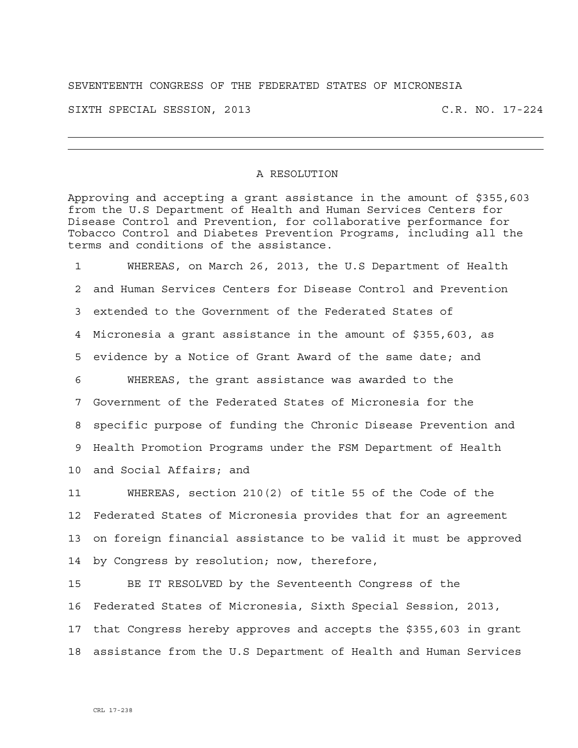SEVENTEENTH CONGRESS OF THE FEDERATED STATES OF MICRONESIA

SIXTH SPECIAL SESSION, 2013 C.R. NO. 17-224

---

# A RESOLUTION

Approving and accepting a grant assistance in the amount of $355,603 from the U.S Department of Health and Human Services Centers for Disease Control and Prevention, for collaborative performance for Tobacco Control and Diabetes Prevention Programs, including all the terms and conditions of the assistance.

1 WHEREAS, on March 26, 2013, the U.S Department of Health
2 and Human Services Centers for Disease Control and Prevention
3 extended to the Government of the Federated States of
4 Micronesia a grant assistance in the amount of $355,603, as
5 evidence by a Notice of Grant Award of the same date; and
6 WHEREAS, the grant assistance was awarded to the
7 Government of the Federated States of Micronesia for the
8 specific purpose of funding the Chronic Disease Prevention and
9 Health Promotion Programs under the FSM Department of Health
10 and Social Affairs; and
11 WHEREAS, section 210(2) of title 55 of the Code of the
12 Federated States of Micronesia provides that for an agreement
13 on foreign financial assistance to be valid it must be approved
14 by Congress by resolution; now, therefore,
15 BE IT RESOLVED by the Seventeenth Congress of the
16 Federated States of Micronesia, Sixth Special Session, 2013,
17 that Congress hereby approves and accepts the $355,603 in grant
18 assistance from the U.S Department of Health and Human Services

CRL 17-238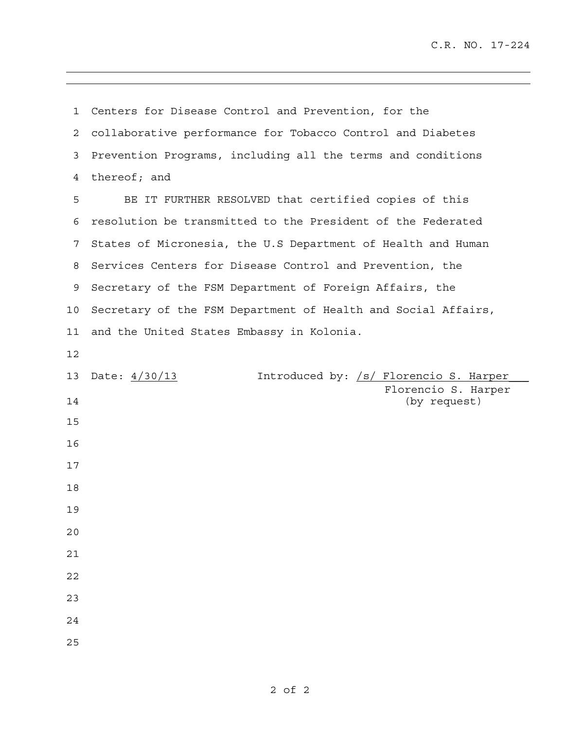Centers for Disease Control and Prevention, for the collaborative performance for Tobacco Control and Diabetes Prevention Programs, including all the terms and conditions thereof; and

BE IT FURTHER RESOLVED that certified copies of this resolution be transmitted to the President of the Federated States of Micronesia, the U.S Department of Health and Human Services Centers for Disease Control and Prevention, the Secretary of the FSM Department of Foreign Affairs, the Secretary of the FSM Department of Health and Social Affairs, and the United States Embassy in Kolonia.

Date: 4/30/13

Introduced by: /s/ Florencio S. Harper
Florencio S. Harper
(by request)